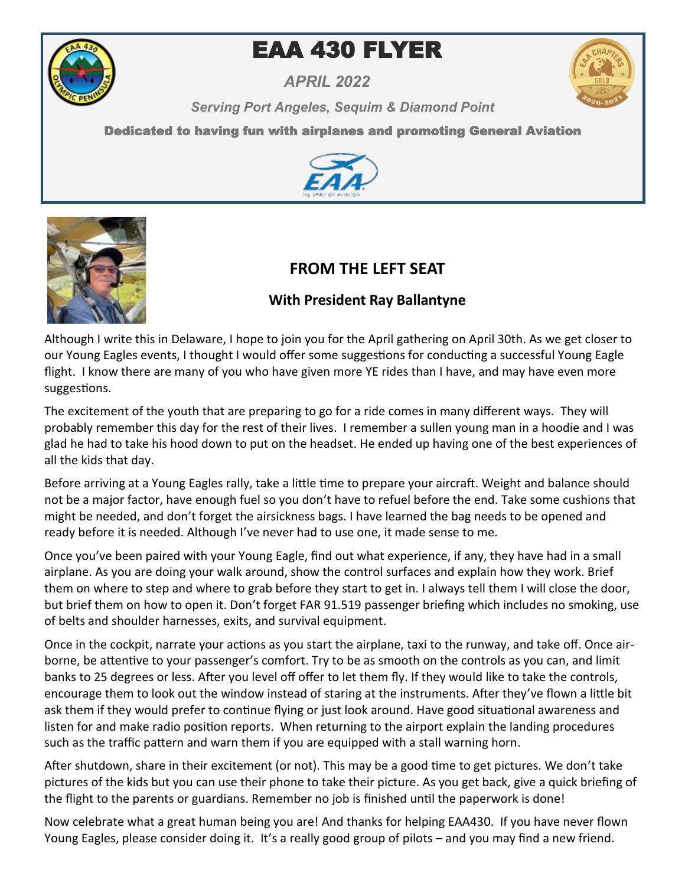# EAA 430 FLYER

***APRIL 2022***

*Serving Port Angeles, Sequim & Diamond Point*

**Dedicated to having fun with airplanes and promoting General Aviation**

## FROM THE LEFT SEAT

### With President Ray Ballantyne

Although I write this in Delaware, I hope to join you for the April gathering on April 30th. As we get closer to our Young Eagles events, I thought I would offer some suggestions for conducting a successful Young Eagle flight. I know there are many of you who have given more YE rides than I have, and may have even more suggestions.

The excitement of the youth that are preparing to go for a ride comes in many different ways. They will probably remember this day for the rest of their lives. I remember a sullen young man in a hoodie and I was glad he had to take his hood down to put on the headset. He ended up having one of the best experiences of all the kids that day.

Before arriving at a Young Eagles rally, take a little time to prepare your aircraft. Weight and balance should not be a major factor, have enough fuel so you don't have to refuel before the end. Take some cushions that might be needed, and don't forget the airsickness bags. I have learned the bag needs to be opened and ready before it is needed. Although I've never had to use one, it made sense to me.

Once you've been paired with your Young Eagle, find out what experience, if any, they have had in a small airplane. As you are doing your walk around, show the control surfaces and explain how they work. Brief them on where to step and where to grab before they start to get in. I always tell them I will close the door, but brief them on how to open it. Don't forget FAR 91.519 passenger briefing which includes no smoking, use of belts and shoulder harnesses, exits, and survival equipment.

Once in the cockpit, narrate your actions as you start the airplane, taxi to the runway, and take off. Once airborne, be attentive to your passenger's comfort. Try to be as smooth on the controls as you can, and limit banks to 25 degrees or less. After you level off offer to let them fly. If they would like to take the controls, encourage them to look out the window instead of staring at the instruments. After they've flown a little bit ask them if they would prefer to continue flying or just look around. Have good situational awareness and listen for and make radio position reports. When returning to the airport explain the landing procedures such as the traffic pattern and warn them if you are equipped with a stall warning horn.

After shutdown, share in their excitement (or not). This may be a good time to get pictures. We don't take pictures of the kids but you can use their phone to take their picture. As you get back, give a quick briefing of the flight to the parents or guardians. Remember no job is finished until the paperwork is done!

Now celebrate what a great human being you are! And thanks for helping EAA430. If you have never flown Young Eagles, please consider doing it. It's a really good group of pilots – and you may find a new friend.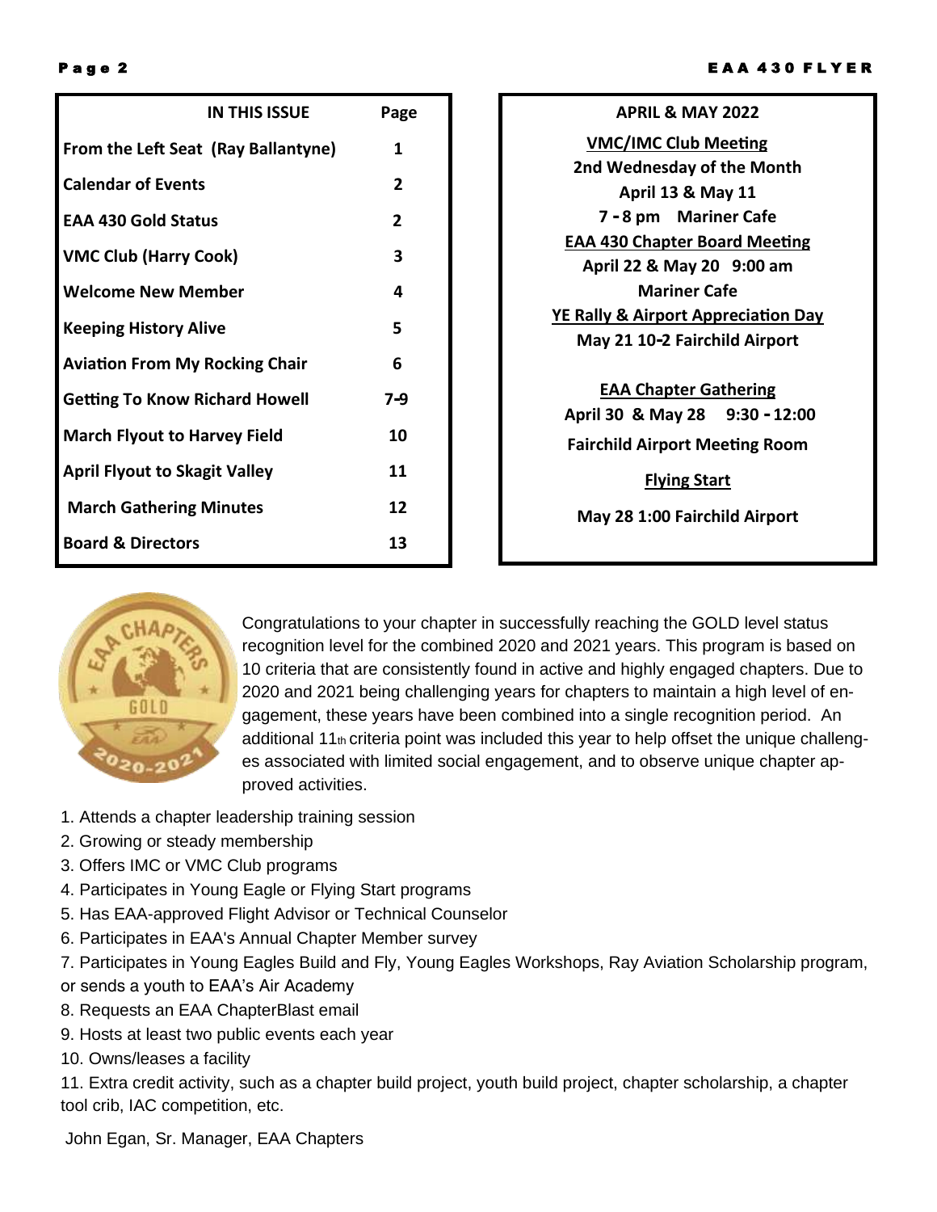| IN THIS ISSUE | Page |
|---|---|
| From the Left Seat (Ray Ballantyne) | 1 |
| Calendar of Events | 2 |
| EAA 430 Gold Status | 2 |
| VMC Club (Harry Cook) | 3 |
| Welcome New Member | 4 |
| Keeping History Alive | 5 |
| Aviation From My Rocking Chair | 6 |
| Getting To Know Richard Howell | 7-9 |
| March Flyout to Harvey Field | 10 |
| April Flyout to Skagit Valley | 11 |
| March Gathering Minutes | 12 |
| Board & Directors | 13 |

**APRIL & MAY 2022**

**VMC/IMC Club Meeting**
**2nd Wednesday of the Month**
**April 13 & May 11**
**7 - 8 pm Mariner Cafe**

**EAA 430 Chapter Board Meeting**
**April 22 & May 20 9:00 am**
**Mariner Cafe**

**YE Rally & Airport Appreciation Day**
**May 21 10-2 Fairchild Airport**

**EAA Chapter Gathering**
**April 30 & May 28 9:30 - 12:00**
**Fairchild Airport Meeting Room**

**Flying Start**
**May 28 1:00 Fairchild Airport**

Congratulations to your chapter in successfully reaching the GOLD level status recognition level for the combined 2020 and 2021 years. This program is based on 10 criteria that are consistently found in active and highly engaged chapters. Due to 2020 and 2021 being challenging years for chapters to maintain a high level of engagement, these years have been combined into a single recognition period. An additional 11th criteria point was included this year to help offset the unique challenges associated with limited social engagement, and to observe unique chapter approved activities.

1. Attends a chapter leadership training session
2. Growing or steady membership
3. Offers IMC or VMC Club programs
4. Participates in Young Eagle or Flying Start programs
5. Has EAA-approved Flight Advisor or Technical Counselor
6. Participates in EAA's Annual Chapter Member survey
7. Participates in Young Eagles Build and Fly, Young Eagles Workshops, Ray Aviation Scholarship program, or sends a youth to EAA's Air Academy
8. Requests an EAA ChapterBlast email
9. Hosts at least two public events each year
10. Owns/leases a facility
11. Extra credit activity, such as a chapter build project, youth build project, chapter scholarship, a chapter tool crib, IAC competition, etc.

John Egan, Sr. Manager, EAA Chapters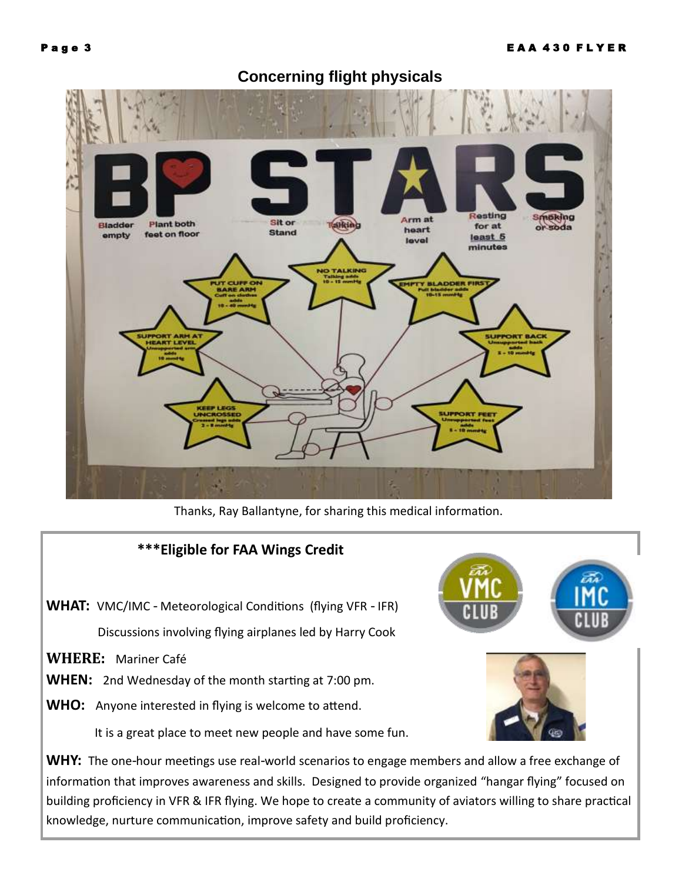## Concerning flight physicals

Thanks, Ray Ballantyne, for sharing this medical information.

**\*\*\*Eligible for FAA Wings Credit**

**WHAT:** VMC/IMC - Meteorological Conditions (flying VFR - IFR)

Discussions involving flying airplanes led by Harry Cook

**WHERE:** Mariner Café

**WHEN:** 2nd Wednesday of the month starting at 7:00 pm.

**WHO:** Anyone interested in flying is welcome to attend.

It is a great place to meet new people and have some fun.

**WHY:** The one-hour meetings use real-world scenarios to engage members and allow a free exchange of information that improves awareness and skills. Designed to provide organized "hangar flying" focused on building proficiency in VFR & IFR flying. We hope to create a community of aviators willing to share practical knowledge, nurture communication, improve safety and build proficiency.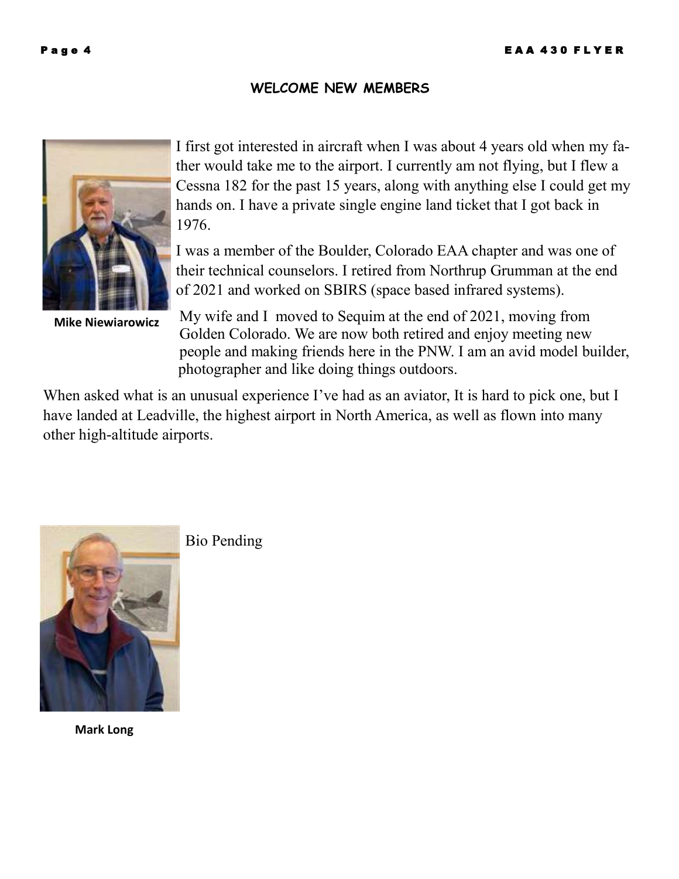## WELCOME NEW MEMBERS

I first got interested in aircraft when I was about 4 years old when my father would take me to the airport. I currently am not flying, but I flew a Cessna 182 for the past 15 years, along with anything else I could get my hands on. I have a private single engine land ticket that I got back in 1976.

I was a member of the Boulder, Colorado EAA chapter and was one of their technical counselors. I retired from Northrup Grumman at the end of 2021 and worked on SBIRS (space based infrared systems).

**Mike Niewiarowicz**

My wife and I moved to Sequim at the end of 2021, moving from Golden Colorado. We are now both retired and enjoy meeting new people and making friends here in the PNW. I am an avid model builder, photographer and like doing things outdoors.

When asked what is an unusual experience I've had as an aviator, It is hard to pick one, but I have landed at Leadville, the highest airport in North America, as well as flown into many other high-altitude airports.

Bio Pending

**Mark Long**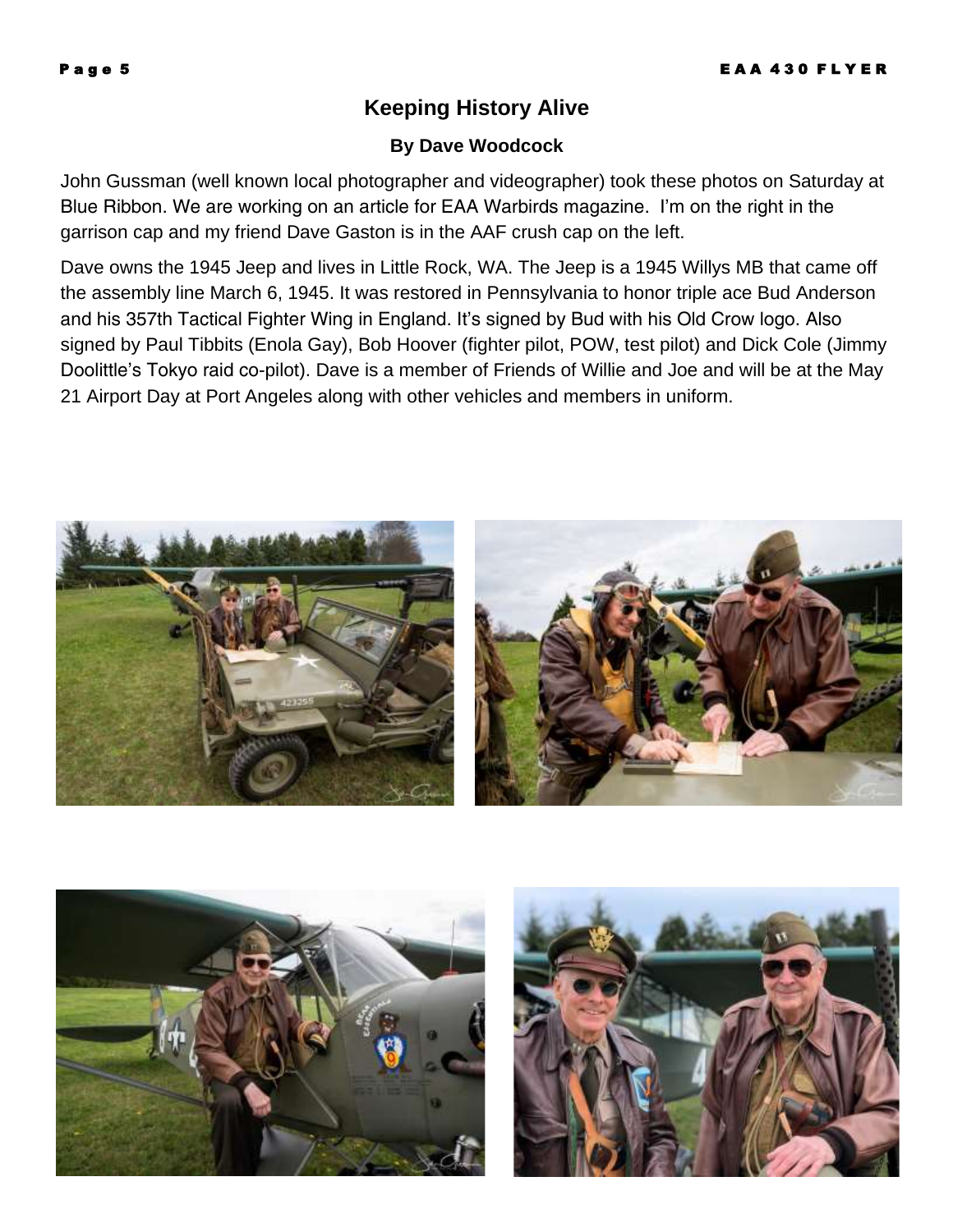## Keeping History Alive

**By Dave Woodcock**

John Gussman (well known local photographer and videographer) took these photos on Saturday at Blue Ribbon. We are working on an article for EAA Warbirds magazine. I'm on the right in the garrison cap and my friend Dave Gaston is in the AAF crush cap on the left.

Dave owns the 1945 Jeep and lives in Little Rock, WA. The Jeep is a 1945 Willys MB that came off the assembly line March 6, 1945. It was restored in Pennsylvania to honor triple ace Bud Anderson and his 357th Tactical Fighter Wing in England. It's signed by Bud with his Old Crow logo. Also signed by Paul Tibbits (Enola Gay), Bob Hoover (fighter pilot, POW, test pilot) and Dick Cole (Jimmy Doolittle's Tokyo raid co-pilot). Dave is a member of Friends of Willie and Joe and will be at the May 21 Airport Day at Port Angeles along with other vehicles and members in uniform.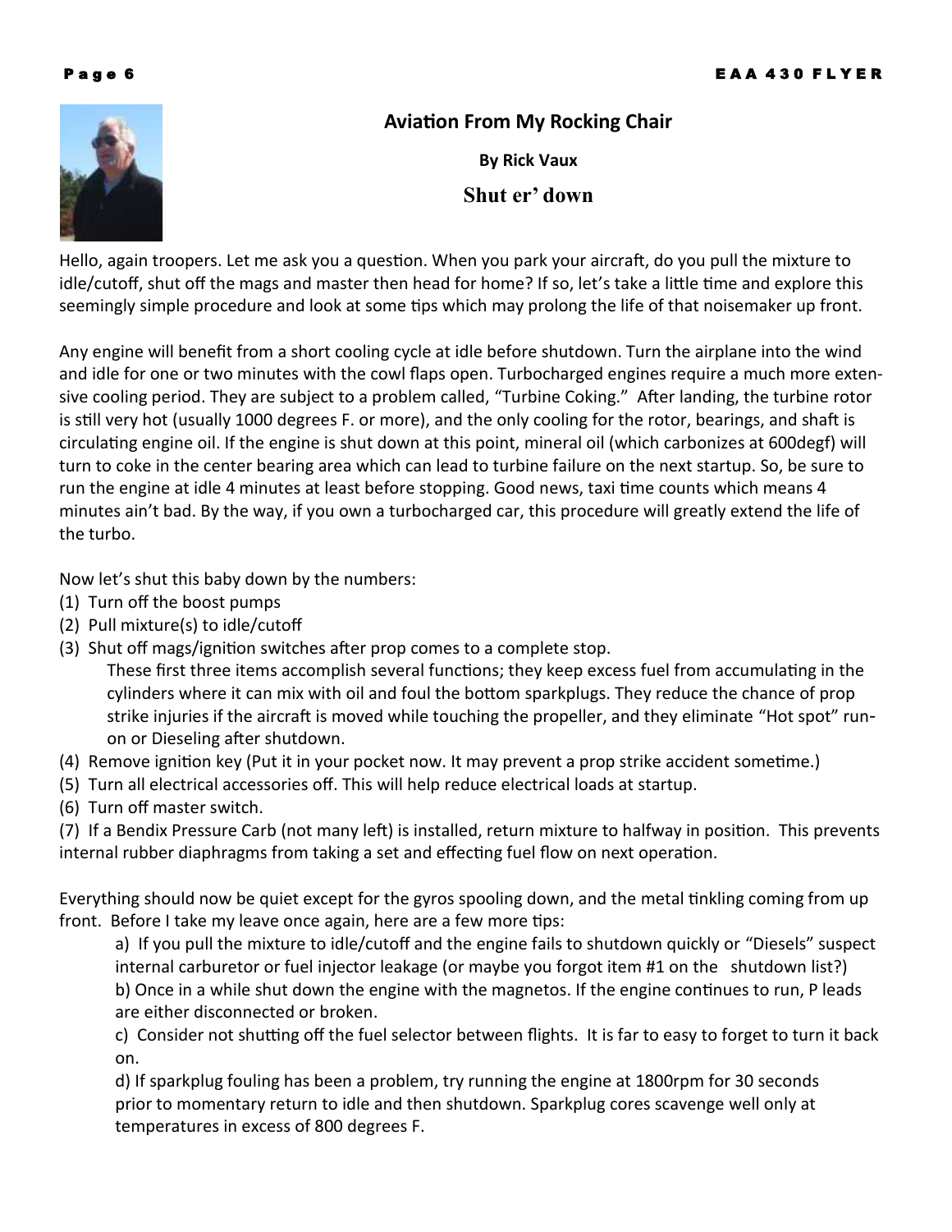## Aviation From My Rocking Chair

**By Rick Vaux**

### Shut er' down

Hello, again troopers. Let me ask you a question. When you park your aircraft, do you pull the mixture to idle/cutoff, shut off the mags and master then head for home? If so, let's take a little time and explore this seemingly simple procedure and look at some tips which may prolong the life of that noisemaker up front.

Any engine will benefit from a short cooling cycle at idle before shutdown. Turn the airplane into the wind and idle for one or two minutes with the cowl flaps open. Turbocharged engines require a much more extensive cooling period. They are subject to a problem called, "Turbine Coking." After landing, the turbine rotor is still very hot (usually 1000 degrees F. or more), and the only cooling for the rotor, bearings, and shaft is circulating engine oil. If the engine is shut down at this point, mineral oil (which carbonizes at 600degf) will turn to coke in the center bearing area which can lead to turbine failure on the next startup. So, be sure to run the engine at idle 4 minutes at least before stopping. Good news, taxi time counts which means 4 minutes ain't bad. By the way, if you own a turbocharged car, this procedure will greatly extend the life of the turbo.

Now let's shut this baby down by the numbers:

(1) Turn off the boost pumps
(2) Pull mixture(s) to idle/cutoff
(3) Shut off mags/ignition switches after prop comes to a complete stop.
   These first three items accomplish several functions; they keep excess fuel from accumulating in the cylinders where it can mix with oil and foul the bottom sparkplugs. They reduce the chance of prop strike injuries if the aircraft is moved while touching the propeller, and they eliminate "Hot spot" run-on or Dieseling after shutdown.
(4) Remove ignition key (Put it in your pocket now. It may prevent a prop strike accident sometime.)
(5) Turn all electrical accessories off. This will help reduce electrical loads at startup.
(6) Turn off master switch.
(7) If a Bendix Pressure Carb (not many left) is installed, return mixture to halfway in position. This prevents internal rubber diaphragms from taking a set and effecting fuel flow on next operation.

Everything should now be quiet except for the gyros spooling down, and the metal tinkling coming from up front. Before I take my leave once again, here are a few more tips:

a) If you pull the mixture to idle/cutoff and the engine fails to shutdown quickly or "Diesels" suspect internal carburetor or fuel injector leakage (or maybe you forgot item #1 on the shutdown list?)
b) Once in a while shut down the engine with the magnetos. If the engine continues to run, P leads are either disconnected or broken.
c) Consider not shutting off the fuel selector between flights. It is far to easy to forget to turn it back on.
d) If sparkplug fouling has been a problem, try running the engine at 1800rpm for 30 seconds prior to momentary return to idle and then shutdown. Sparkplug cores scavenge well only at temperatures in excess of 800 degrees F.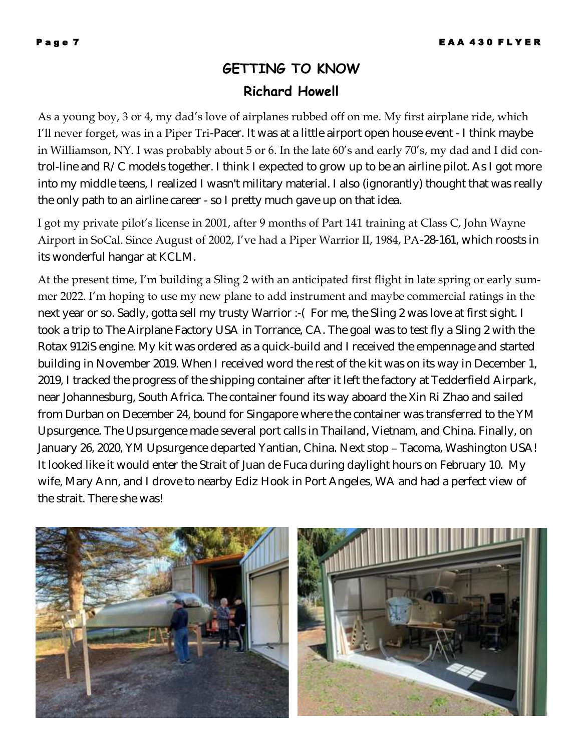## GETTING TO KNOW

### Richard Howell

As a young boy, 3 or 4, my dad's love of airplanes rubbed off on me. My first airplane ride, which I'll never forget, was in a Piper Tri-Pacer. It was at a little airport open house event - I think maybe in Williamson, NY. I was probably about 5 or 6. In the late 60's and early 70's, my dad and I did control-line and R/C models together. I think I expected to grow up to be an airline pilot. As I got more into my middle teens, I realized I wasn't military material. I also (ignorantly) thought that was really the only path to an airline career - so I pretty much gave up on that idea.

I got my private pilot's license in 2001, after 9 months of Part 141 training at Class C, John Wayne Airport in SoCal. Since August of 2002, I've had a Piper Warrior II, 1984, PA-28-161, which roosts in its wonderful hangar at KCLM.

At the present time, I'm building a Sling 2 with an anticipated first flight in late spring or early summer 2022. I'm hoping to use my new plane to add instrument and maybe commercial ratings in the next year or so. Sadly, gotta sell my trusty Warrior :-( For me, the Sling 2 was love at first sight. I took a trip to The Airplane Factory USA in Torrance, CA. The goal was to test fly a Sling 2 with the Rotax 912iS engine. My kit was ordered as a quick-build and I received the empennage and started building in November 2019. When I received word the rest of the kit was on its way in December 1, 2019, I tracked the progress of the shipping container after it left the factory at Tedderfield Airpark, near Johannesburg, South Africa. The container found its way aboard the Xin Ri Zhao and sailed from Durban on December 24, bound for Singapore where the container was transferred to the YM Upsurgence. The Upsurgence made several port calls in Thailand, Vietnam, and China. Finally, on January 26, 2020, YM Upsurgence departed Yantian, China. Next stop – Tacoma, Washington USA! It looked like it would enter the Strait of Juan de Fuca during daylight hours on February 10. My wife, Mary Ann, and I drove to nearby Ediz Hook in Port Angeles, WA and had a perfect view of the strait. There she was!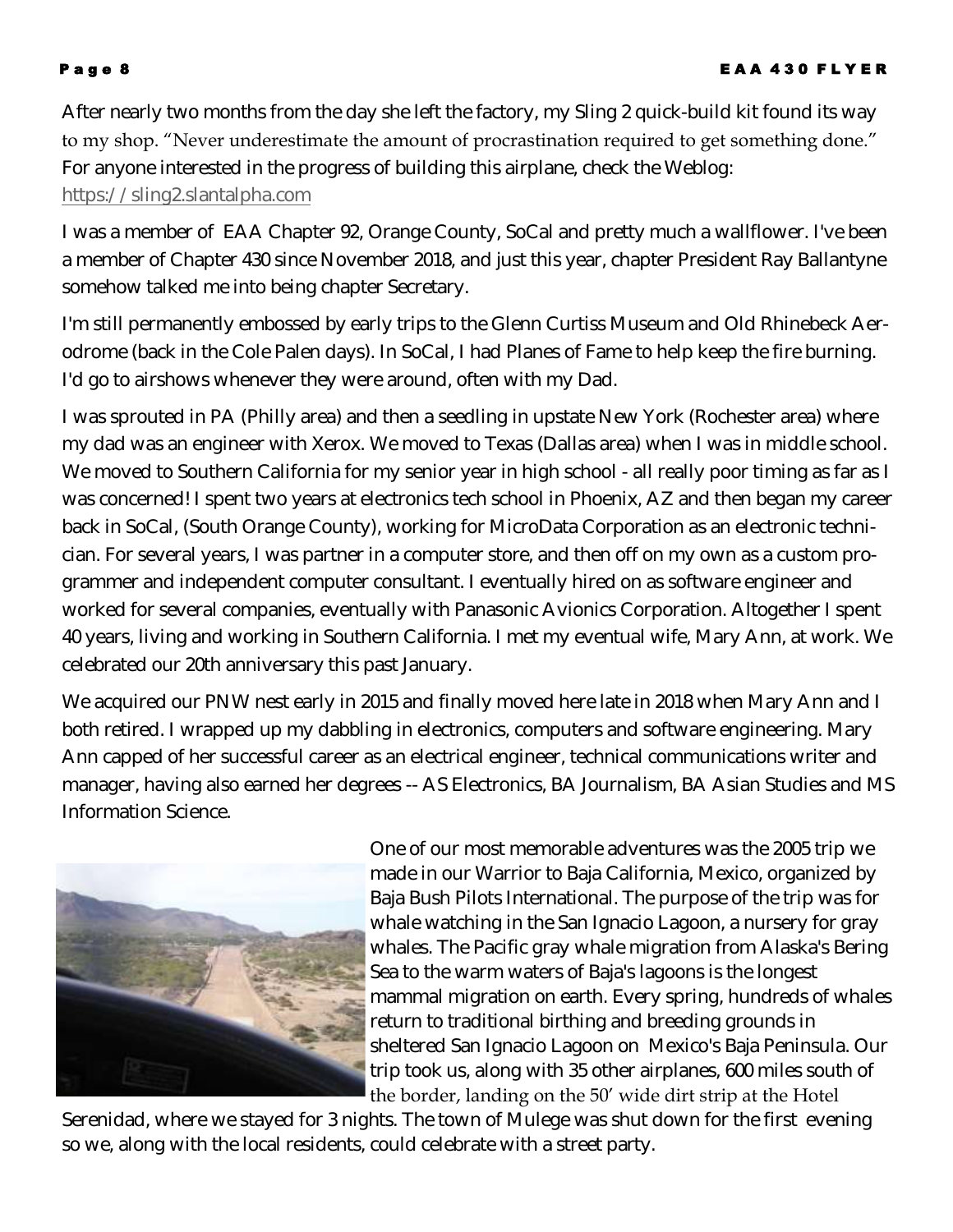After nearly two months from the day she left the factory, my Sling 2 quick-build kit found its way to my shop. "Never underestimate the amount of procrastination required to get something done." For anyone interested in the progress of building this airplane, check the Weblog: https://sling2.slantalpha.com

I was a member of EAA Chapter 92, Orange County, SoCal and pretty much a wallflower. I've been a member of Chapter 430 since November 2018, and just this year, chapter President Ray Ballantyne somehow talked me into being chapter Secretary.

I'm still permanently embossed by early trips to the Glenn Curtiss Museum and Old Rhinebeck Aerodrome (back in the Cole Palen days). In SoCal, I had Planes of Fame to help keep the fire burning. I'd go to airshows whenever they were around, often with my Dad.

I was sprouted in PA (Philly area) and then a seedling in upstate New York (Rochester area) where my dad was an engineer with Xerox. We moved to Texas (Dallas area) when I was in middle school. We moved to Southern California for my senior year in high school - all really poor timing as far as I was concerned! I spent two years at electronics tech school in Phoenix, AZ and then began my career back in SoCal, (South Orange County), working for MicroData Corporation as an electronic technician. For several years, I was partner in a computer store, and then off on my own as a custom programmer and independent computer consultant. I eventually hired on as software engineer and worked for several companies, eventually with Panasonic Avionics Corporation. Altogether I spent 40 years, living and working in Southern California. I met my eventual wife, Mary Ann, at work. We celebrated our 20th anniversary this past January.

We acquired our PNW nest early in 2015 and finally moved here late in 2018 when Mary Ann and I both retired. I wrapped up my dabbling in electronics, computers and software engineering. Mary Ann capped of her successful career as an electrical engineer, technical communications writer and manager, having also earned her degrees -- AS Electronics, BA Journalism, BA Asian Studies and MS Information Science.

One of our most memorable adventures was the 2005 trip we made in our Warrior to Baja California, Mexico, organized by Baja Bush Pilots International. The purpose of the trip was for whale watching in the San Ignacio Lagoon, a nursery for gray whales. The Pacific gray whale migration from Alaska's Bering Sea to the warm waters of Baja's lagoons is the longest mammal migration on earth. Every spring, hundreds of whales return to traditional birthing and breeding grounds in sheltered San Ignacio Lagoon on Mexico's Baja Peninsula. Our trip took us, along with 35 other airplanes, 600 miles south of the border, landing on the 50′ wide dirt strip at the Hotel Serenidad, where we stayed for 3 nights. The town of Mulege was shut down for the first evening so we, along with the local residents, could celebrate with a street party.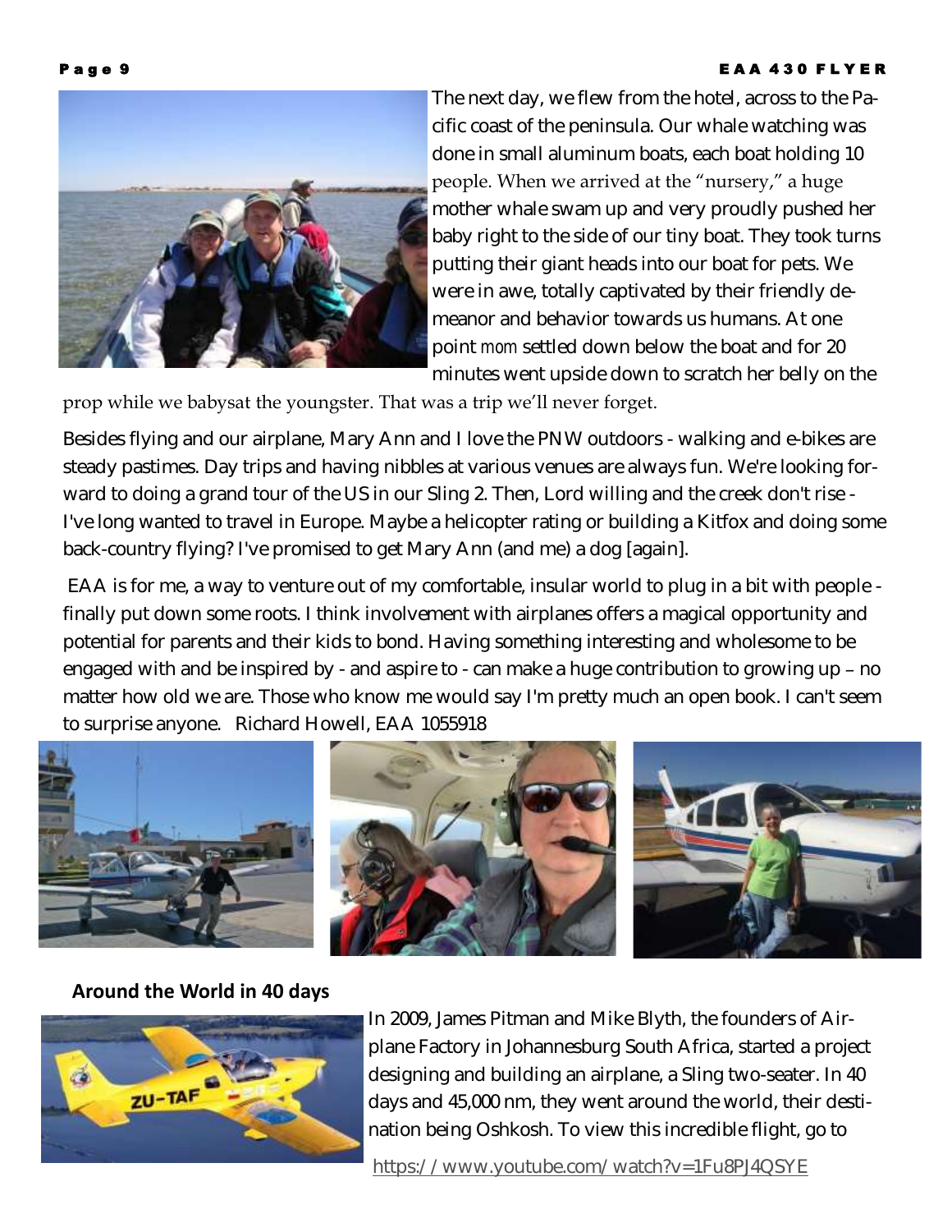The next day, we flew from the hotel, across to the Pacific coast of the peninsula. Our whale watching was done in small aluminum boats, each boat holding 10 people. When we arrived at the "nursery," a huge mother whale swam up and very proudly pushed her baby right to the side of our tiny boat. They took turns putting their giant heads into our boat for pets. We were in awe, totally captivated by their friendly demeanor and behavior towards us humans. At one point *mom* settled down below the boat and for 20 minutes went upside down to scratch her belly on the prop while we babysat the youngster. That was a trip we'll never forget.

Besides flying and our airplane, Mary Ann and I love the PNW outdoors - walking and e-bikes are steady pastimes. Day trips and having nibbles at various venues are always fun. We're looking forward to doing a grand tour of the US in our Sling 2. Then, Lord willing and the creek don't rise - I've long wanted to travel in Europe. Maybe a helicopter rating or building a Kitfox and doing some back-country flying? I've promised to get Mary Ann (and me) a dog [again].

EAA is for me, a way to venture out of my comfortable, insular world to plug in a bit with people - finally put down some roots. I think involvement with airplanes offers a magical opportunity and potential for parents and their kids to bond. Having something interesting and wholesome to be engaged with and be inspired by - and aspire to - can make a huge contribution to growing up – no matter how old we are. Those who know me would say I'm pretty much an open book. I can't seem to surprise anyone. Richard Howell, EAA 1055918

**Around the World in 40 days**

In 2009, James Pitman and Mike Blyth, the founders of Airplane Factory in Johannesburg South Africa, started a project designing and building an airplane, a Sling two-seater. In 40 days and 45,000 nm, they went around the world, their destination being Oshkosh. To view this incredible flight, go to

https://www.youtube.com/watch?v=1Fu8PJ4QSYE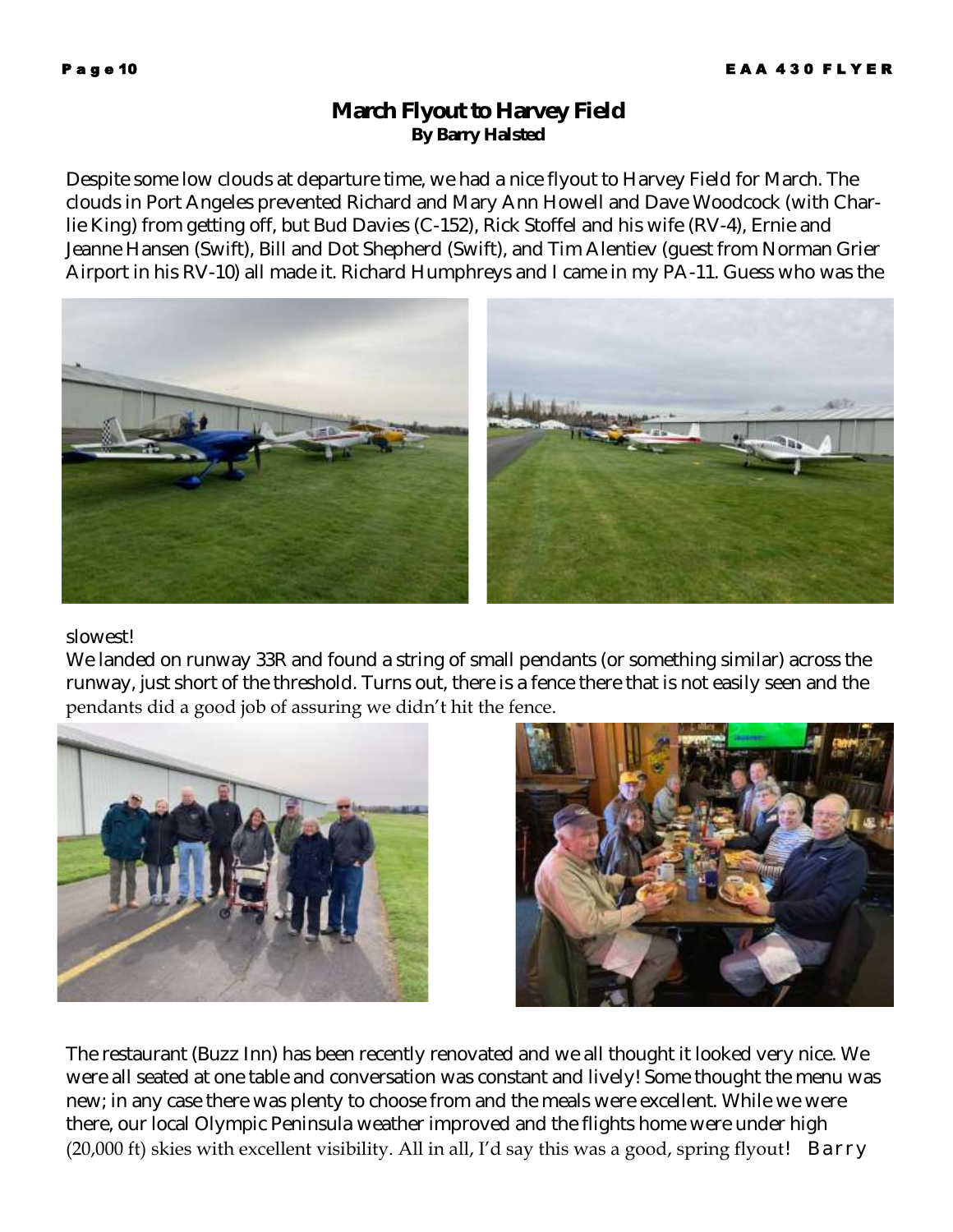## March Flyout to Harvey Field

**By Barry Halsted**

Despite some low clouds at departure time, we had a nice flyout to Harvey Field for March. The clouds in Port Angeles prevented Richard and Mary Ann Howell and Dave Woodcock (with Charlie King) from getting off, but Bud Davies (C-152), Rick Stoffel and his wife (RV-4), Ernie and Jeanne Hansen (Swift), Bill and Dot Shepherd (Swift), and Tim Alentiev (guest from Norman Grier Airport in his RV-10) all made it. Richard Humphreys and I came in my PA-11. Guess who was the slowest!

We landed on runway 33R and found a string of small pendants (or something similar) across the runway, just short of the threshold. Turns out, there is a fence there that is not easily seen and the pendants did a good job of assuring we didn't hit the fence.

The restaurant (Buzz Inn) has been recently renovated and we all thought it looked very nice. We were all seated at one table and conversation was constant and lively! Some thought the menu was new; in any case there was plenty to choose from and the meals were excellent. While we were there, our local Olympic Peninsula weather improved and the flights home were under high (20,000 ft) skies with excellent visibility. All in all, I'd say this was a good, spring flyout! Barry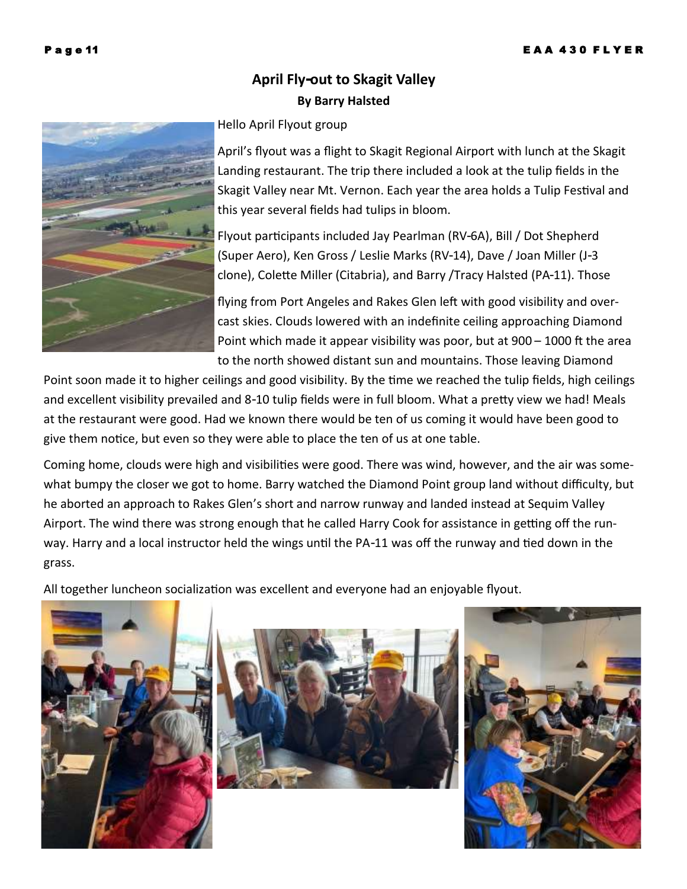## April Fly-out to Skagit Valley

**By Barry Halsted**

Hello April Flyout group

April's flyout was a flight to Skagit Regional Airport with lunch at the Skagit Landing restaurant. The trip there included a look at the tulip fields in the Skagit Valley near Mt. Vernon. Each year the area holds a Tulip Festival and this year several fields had tulips in bloom.

Flyout participants included Jay Pearlman (RV-6A), Bill / Dot Shepherd (Super Aero), Ken Gross / Leslie Marks (RV-14), Dave / Joan Miller (J-3 clone), Colette Miller (Citabria), and Barry /Tracy Halsted (PA-11). Those flying from Port Angeles and Rakes Glen left with good visibility and overcast skies. Clouds lowered with an indefinite ceiling approaching Diamond Point which made it appear visibility was poor, but at 900 – 1000 ft the area to the north showed distant sun and mountains. Those leaving Diamond Point soon made it to higher ceilings and good visibility. By the time we reached the tulip fields, high ceilings and excellent visibility prevailed and 8-10 tulip fields were in full bloom. What a pretty view we had! Meals at the restaurant were good. Had we known there would be ten of us coming it would have been good to give them notice, but even so they were able to place the ten of us at one table.

Coming home, clouds were high and visibilities were good. There was wind, however, and the air was somewhat bumpy the closer we got to home. Barry watched the Diamond Point group land without difficulty, but he aborted an approach to Rakes Glen's short and narrow runway and landed instead at Sequim Valley Airport. The wind there was strong enough that he called Harry Cook for assistance in getting off the runway. Harry and a local instructor held the wings until the PA-11 was off the runway and tied down in the grass.

All together luncheon socialization was excellent and everyone had an enjoyable flyout.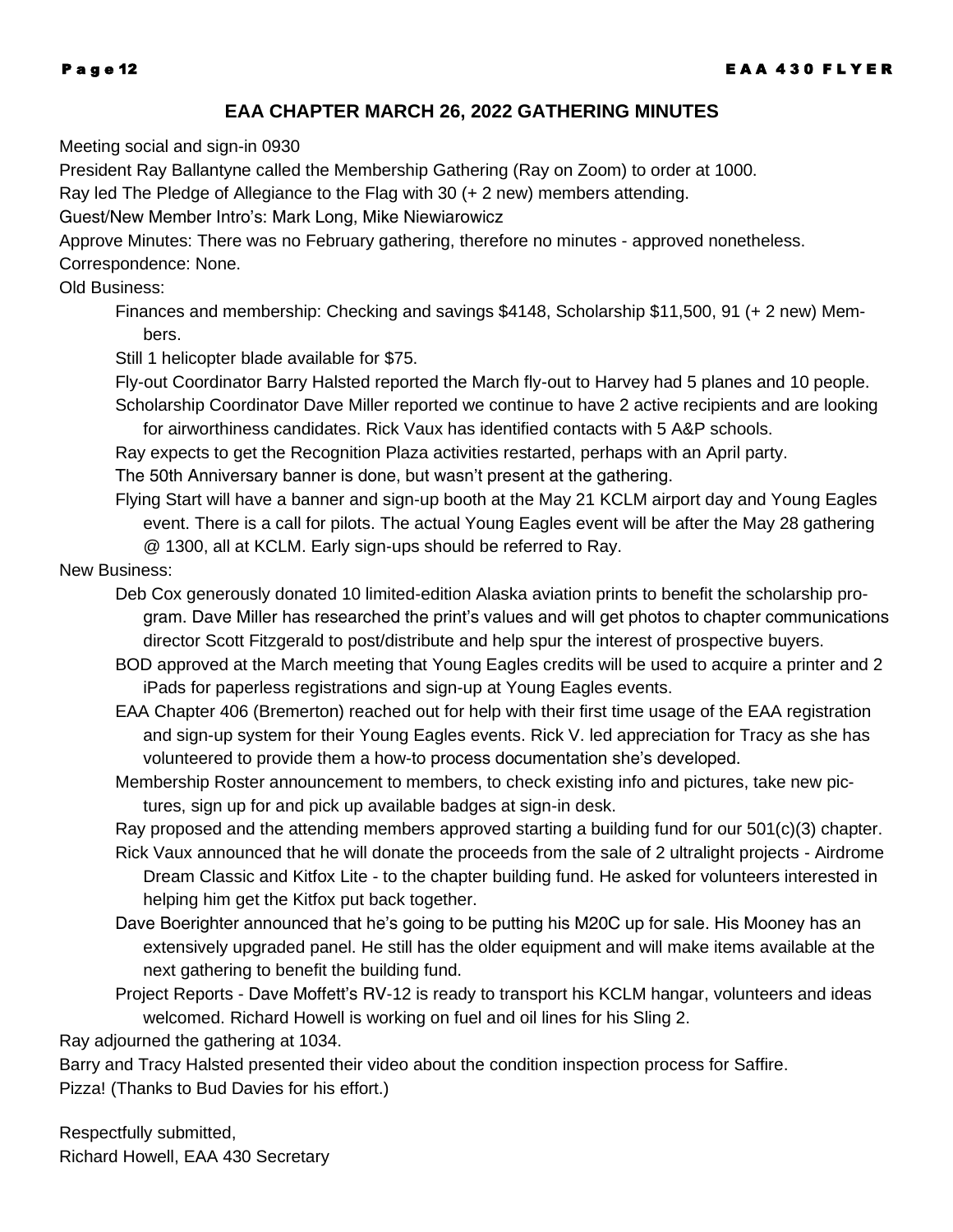## EAA CHAPTER MARCH 26, 2022 GATHERING MINUTES

Meeting social and sign-in 0930

President Ray Ballantyne called the Membership Gathering (Ray on Zoom) to order at 1000.

Ray led The Pledge of Allegiance to the Flag with 30 (+ 2 new) members attending.

Guest/New Member Intro's: Mark Long, Mike Niewiarowicz

Approve Minutes: There was no February gathering, therefore no minutes - approved nonetheless.

Correspondence: None.

Old Business:

- Finances and membership: Checking and savings $4148, Scholarship $11,500, 91 (+ 2 new) Members.
- Still 1 helicopter blade available for $75.
- Fly-out Coordinator Barry Halsted reported the March fly-out to Harvey had 5 planes and 10 people.
- Scholarship Coordinator Dave Miller reported we continue to have 2 active recipients and are looking for airworthiness candidates. Rick Vaux has identified contacts with 5 A&P schools.
- Ray expects to get the Recognition Plaza activities restarted, perhaps with an April party.
- The 50th Anniversary banner is done, but wasn't present at the gathering.
- Flying Start will have a banner and sign-up booth at the May 21 KCLM airport day and Young Eagles event. There is a call for pilots. The actual Young Eagles event will be after the May 28 gathering @ 1300, all at KCLM. Early sign-ups should be referred to Ray.

New Business:

- Deb Cox generously donated 10 limited-edition Alaska aviation prints to benefit the scholarship program. Dave Miller has researched the print's values and will get photos to chapter communications director Scott Fitzgerald to post/distribute and help spur the interest of prospective buyers.
- BOD approved at the March meeting that Young Eagles credits will be used to acquire a printer and 2 iPads for paperless registrations and sign-up at Young Eagles events.
- EAA Chapter 406 (Bremerton) reached out for help with their first time usage of the EAA registration and sign-up system for their Young Eagles events. Rick V. led appreciation for Tracy as she has volunteered to provide them a how-to process documentation she's developed.
- Membership Roster announcement to members, to check existing info and pictures, take new pictures, sign up for and pick up available badges at sign-in desk.
- Ray proposed and the attending members approved starting a building fund for our 501(c)(3) chapter.
- Rick Vaux announced that he will donate the proceeds from the sale of 2 ultralight projects - Airdrome Dream Classic and Kitfox Lite - to the chapter building fund. He asked for volunteers interested in helping him get the Kitfox put back together.
- Dave Boerighter announced that he's going to be putting his M20C up for sale. His Mooney has an extensively upgraded panel. He still has the older equipment and will make items available at the next gathering to benefit the building fund.
- Project Reports - Dave Moffett's RV-12 is ready to transport his KCLM hangar, volunteers and ideas welcomed. Richard Howell is working on fuel and oil lines for his Sling 2.

Ray adjourned the gathering at 1034.

Barry and Tracy Halsted presented their video about the condition inspection process for Saffire.

Pizza! (Thanks to Bud Davies for his effort.)

Respectfully submitted,
Richard Howell, EAA 430 Secretary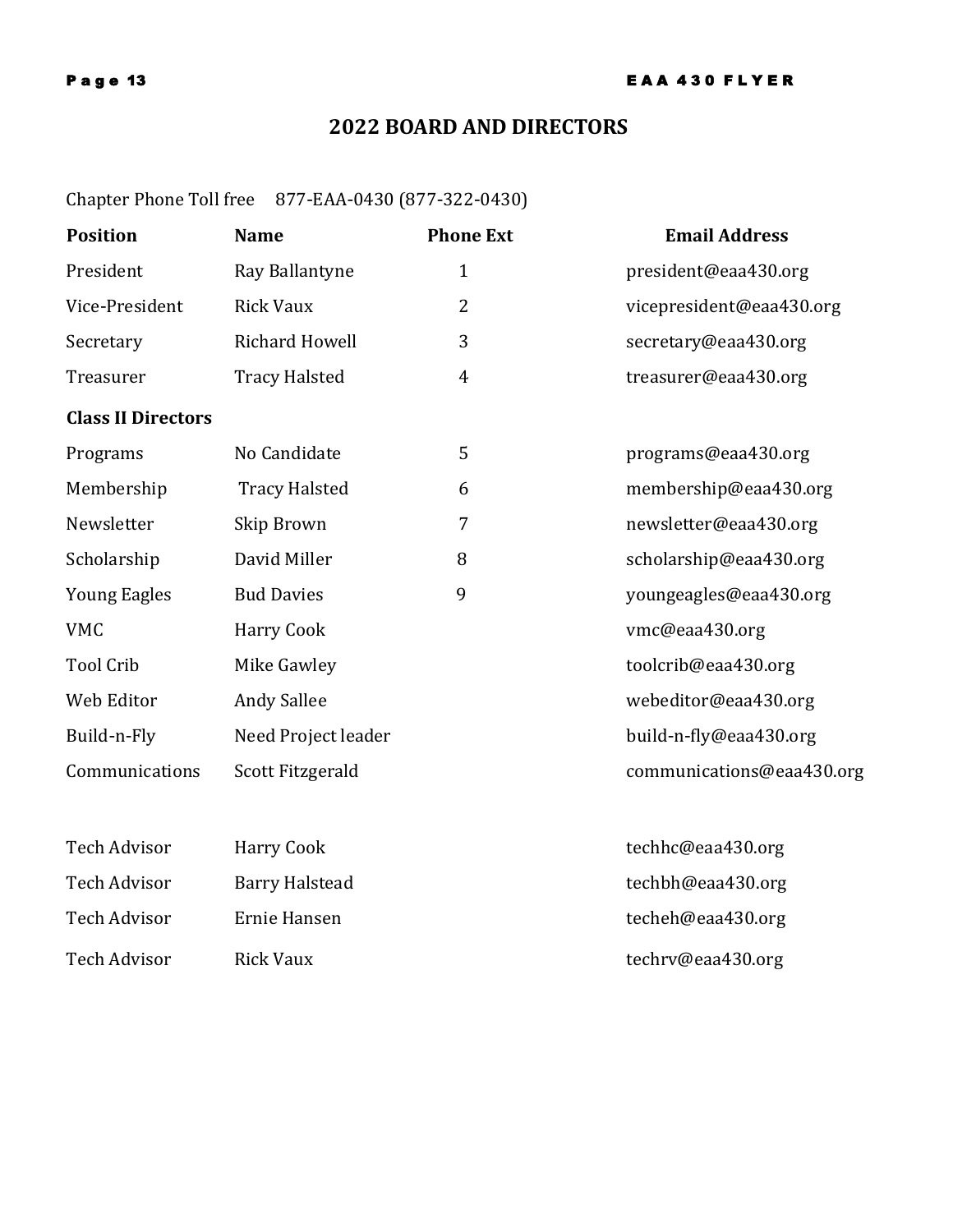## 2022 BOARD AND DIRECTORS

Chapter Phone Toll free 877-EAA-0430 (877-322-0430)

| Position | Name | Phone Ext | Email Address |
|---|---|---|---|
| President | Ray Ballantyne | 1 | president@eaa430.org |
| Vice-President | Rick Vaux | 2 | vicepresident@eaa430.org |
| Secretary | Richard Howell | 3 | secretary@eaa430.org |
| Treasurer | Tracy Halsted | 4 | treasurer@eaa430.org |
| **Class II Directors** | | | |
| Programs | No Candidate | 5 | programs@eaa430.org |
| Membership | Tracy Halsted | 6 | membership@eaa430.org |
| Newsletter | Skip Brown | 7 | newsletter@eaa430.org |
| Scholarship | David Miller | 8 | scholarship@eaa430.org |
| Young Eagles | Bud Davies | 9 | youngeagles@eaa430.org |
| VMC | Harry Cook | | vmc@eaa430.org |
| Tool Crib | Mike Gawley | | toolcrib@eaa430.org |
| Web Editor | Andy Sallee | | webeditor@eaa430.org |
| Build-n-Fly | Need Project leader | | build-n-fly@eaa430.org |
| Communications | Scott Fitzgerald | | communications@eaa430.org |
| | | | |
| Tech Advisor | Harry Cook | | techhc@eaa430.org |
| Tech Advisor | Barry Halstead | | techbh@eaa430.org |
| Tech Advisor | Ernie Hansen | | techeh@eaa430.org |
| Tech Advisor | Rick Vaux | | techrv@eaa430.org |